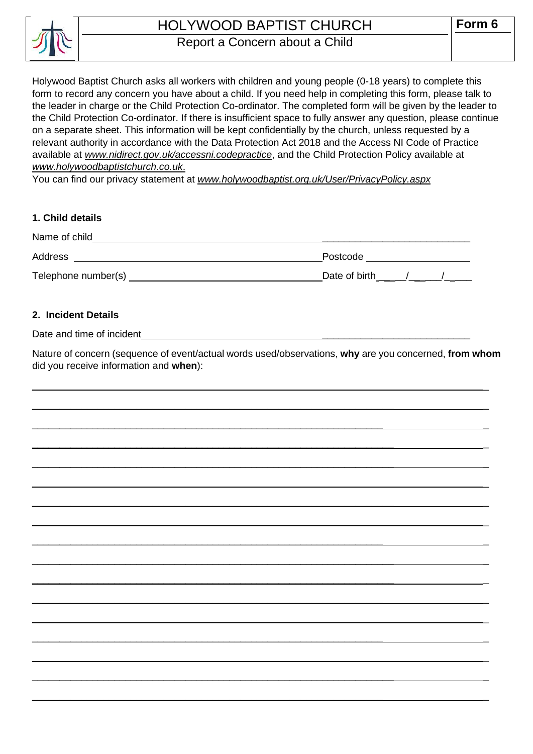# HOLYWOOD BAPTIST CHURCH

## Report a Concern about a Child

**Form 6**

Holywood Baptist Church asks all workers with children and young people (0-18 years) to complete this form to record any concern you have about a child. If you need help in completing this form, please talk to the leader in charge or the Child Protection Co-ordinator. The completed form will be given by the leader to the Child Protection Co-ordinator. If there is insufficient space to fully answer any question, please continue on a separate sheet. This information will be kept confidentially by the church, unless requested by a relevant authority in accordance with the Data Protection Act 2018 and the Access NI Code of Practice available at *www.nidirect.gov.uk/accessni.codepractice*, and the Child Protection Policy available at *www.holywoodbaptistchurch.co.uk*.

You can find our privacy statement at *www.holywoodbaptist.org.uk/User/PrivacyPolicy.aspx*

**1. Child details**

Name of child ______________________________________________

Address ______________________________ Postcode ______________

Telephone number(s) ______________________ Date of birth ___/___/___

**2. Incident Details**

Date and time of incident ______________________________________________

Nature of concern (sequence of event/actual words used/observations, **why** are you concerned, **from whom** did you receive information and **when**):

______________________________________________________________________

______________________________________________________________________

______________________________________________________________________

______________________________________________________________________

______________________________________________________________________

______________________________________________________________________

______________________________________________________________________

______________________________________________________________________

______________________________________________________________________

______________________________________________________________________

______________________________________________________________________

______________________________________________________________________

______________________________________________________________________

______________________________________________________________________

______________________________________________________________________

______________________________________________________________________

______________________________________________________________________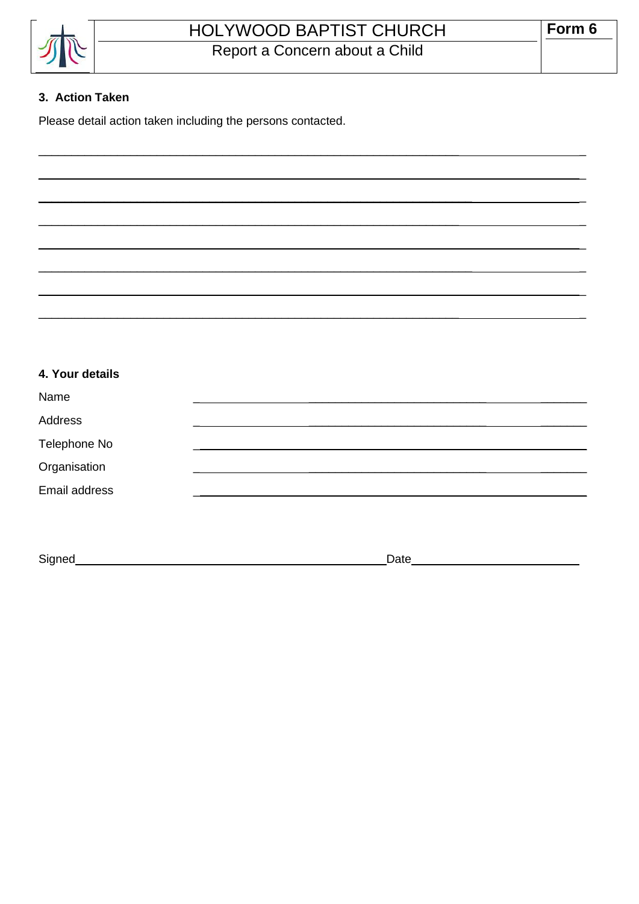# HOLYWOOD BAPTIST CHURCH

## Report a Concern about a Child

**Form 6**

### 3. Action Taken

Please detail action taken including the persons contacted.

____________________________________________________________________________

____________________________________________________________________________

____________________________________________________________________________

____________________________________________________________________________

____________________________________________________________________________

____________________________________________________________________________

____________________________________________________________________________

____________________________________________________________________________

### 4. Your details

Name ____________________________________________________

Address ____________________________________________________

Telephone No ____________________________________________________

Organisation ____________________________________________________

Email address ____________________________________________________

Signed ________________________________________ Date ______________________